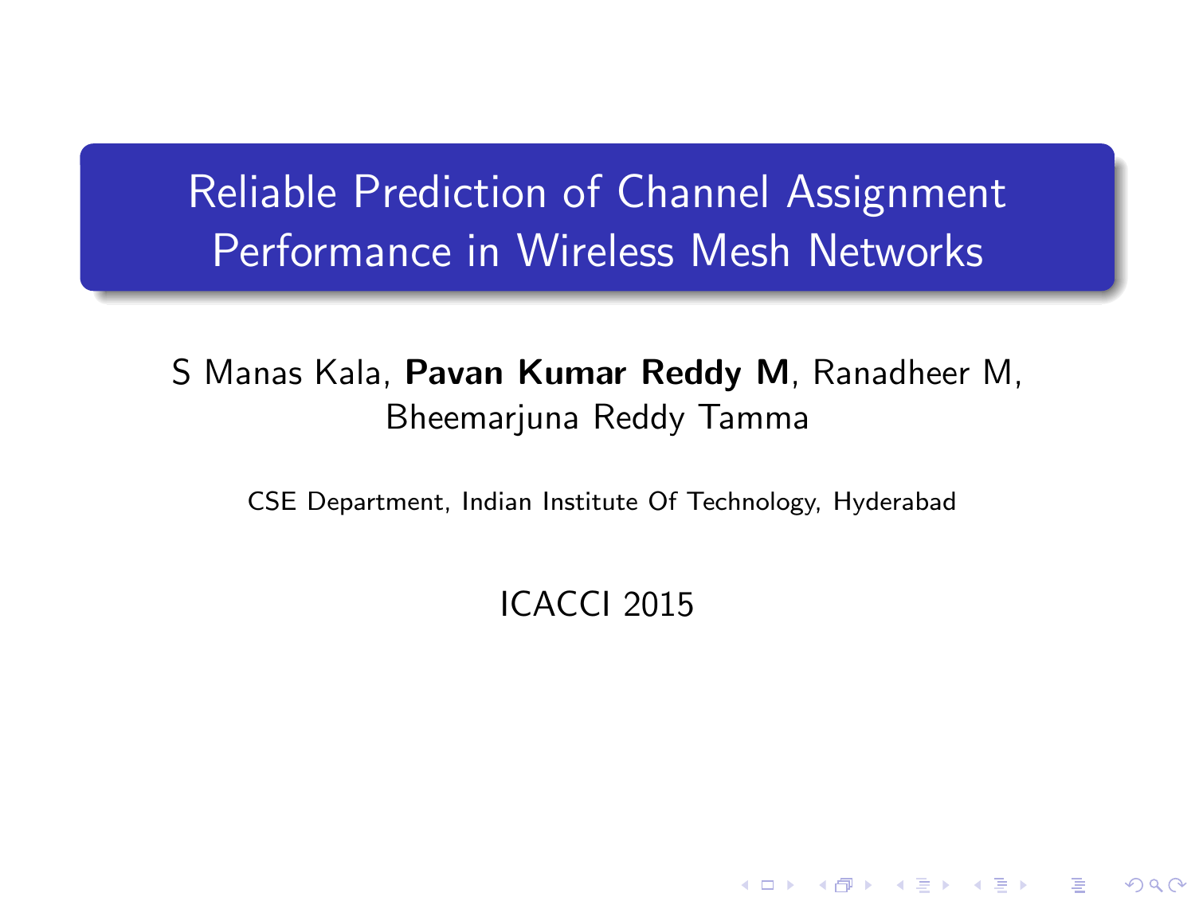# Reliable Prediction of Channel Assignment Performance in Wireless Mesh Networks

S Manas Kala, **Pavan Kumar Reddy M**, Ranadheer M, Bheemarjuna Reddy Tamma

CSE Department, Indian Institute Of Technology, Hyderabad

ICACCI 2015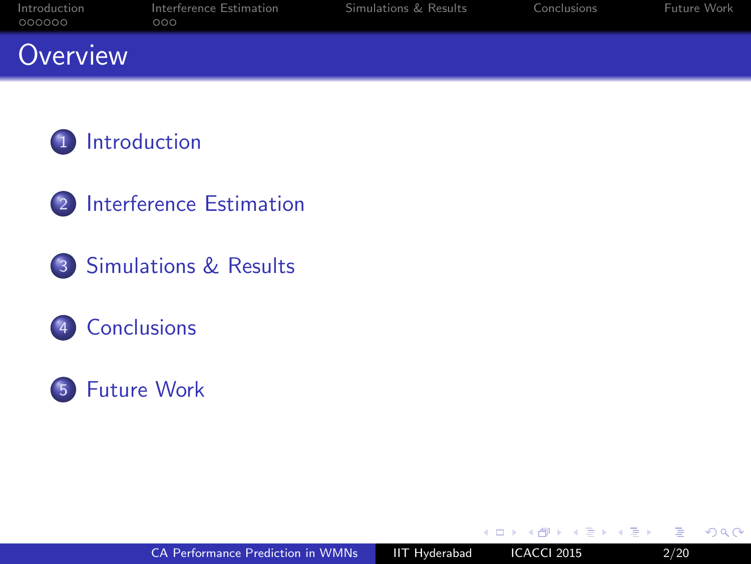# Overview

1. Introduction
2. Interference Estimation
3. Simulations & Results
4. Conclusions
5. Future Work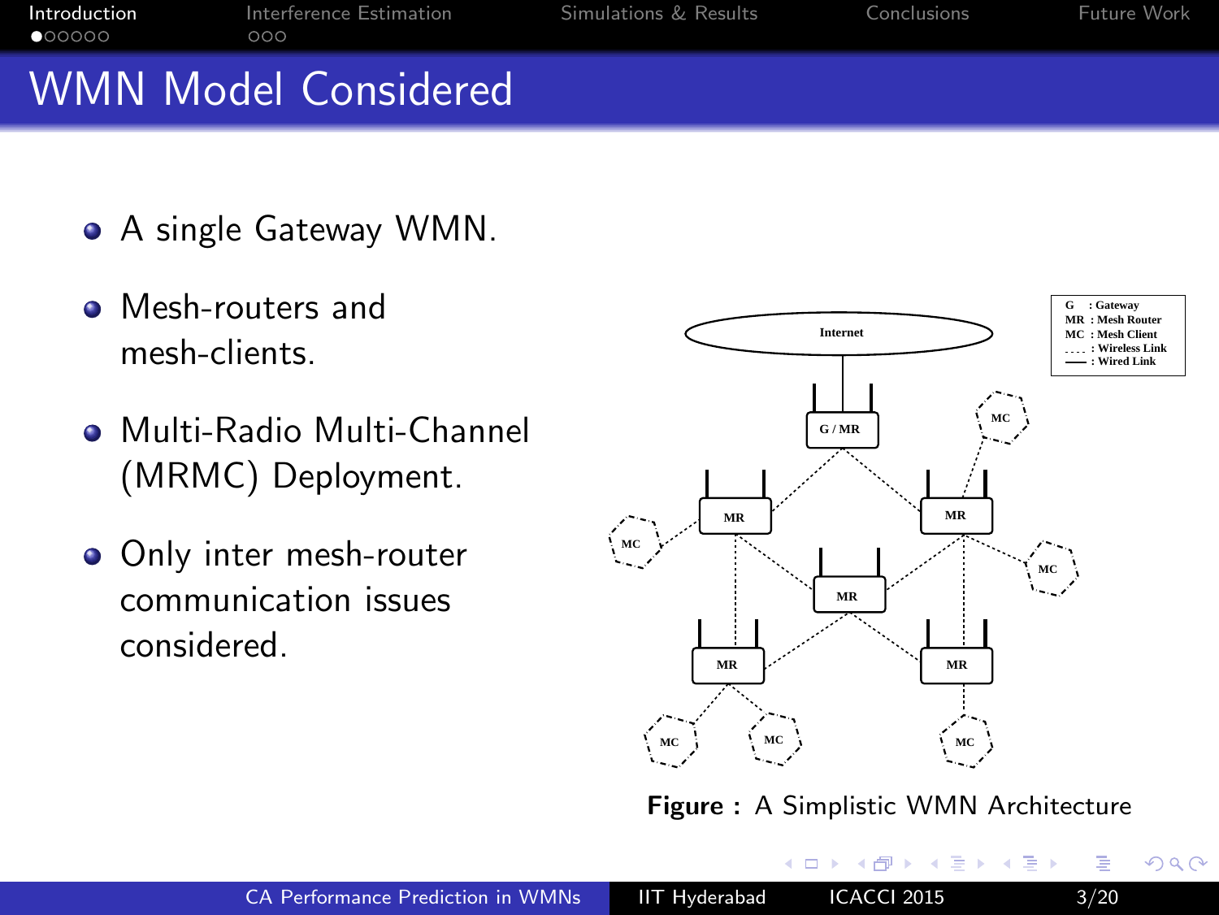# WMN Model Considered

- A single Gateway WMN.
- Mesh-routers and mesh-clients.
- Multi-Radio Multi-Channel (MRMC) Deployment.
- Only inter mesh-router communication issues considered.

**Figure :** A Simplistic WMN Architecture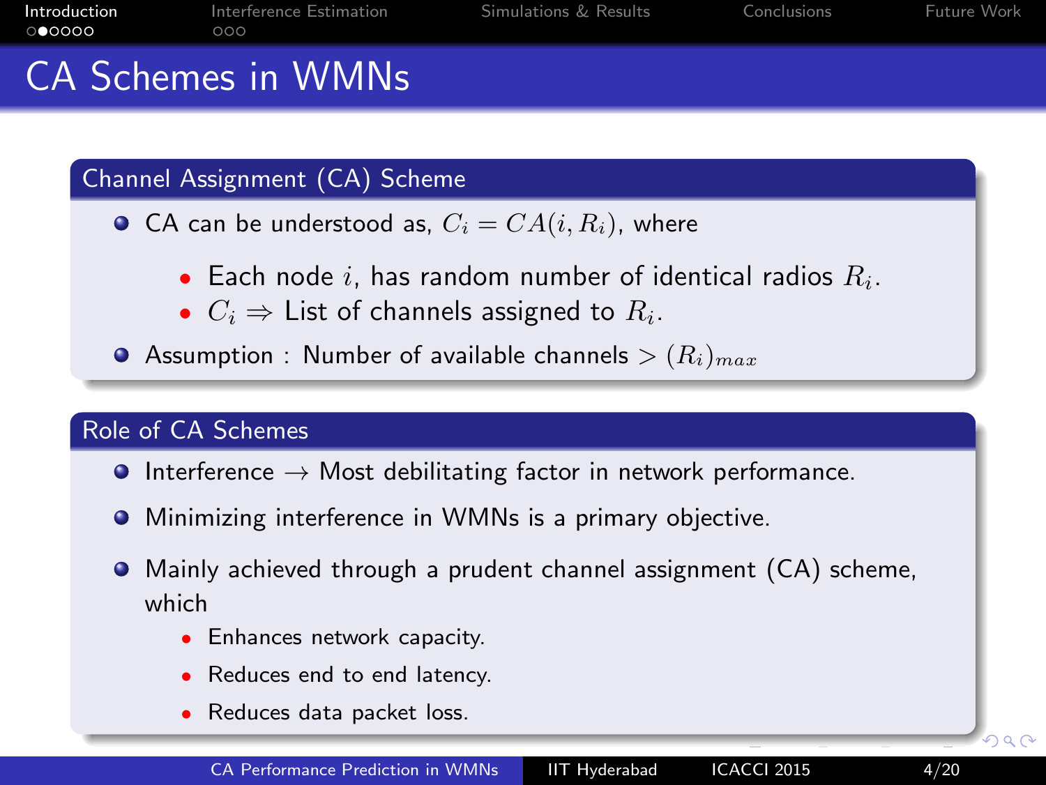# CA Schemes in WMNs

## Channel Assignment (CA) Scheme

- CA can be understood as, $C_i = CA(i, R_i)$, where
  - Each node $i$, has random number of identical radios $R_i$.
  - $C_i \Rightarrow$ List of channels assigned to $R_i$.
- Assumption : Number of available channels $> (R_i)_{max}$

## Role of CA Schemes

- Interference $\rightarrow$ Most debilitating factor in network performance.
- Minimizing interference in WMNs is a primary objective.
- Mainly achieved through a prudent channel assignment (CA) scheme, which
  - Enhances network capacity.
  - Reduces end to end latency.
  - Reduces data packet loss.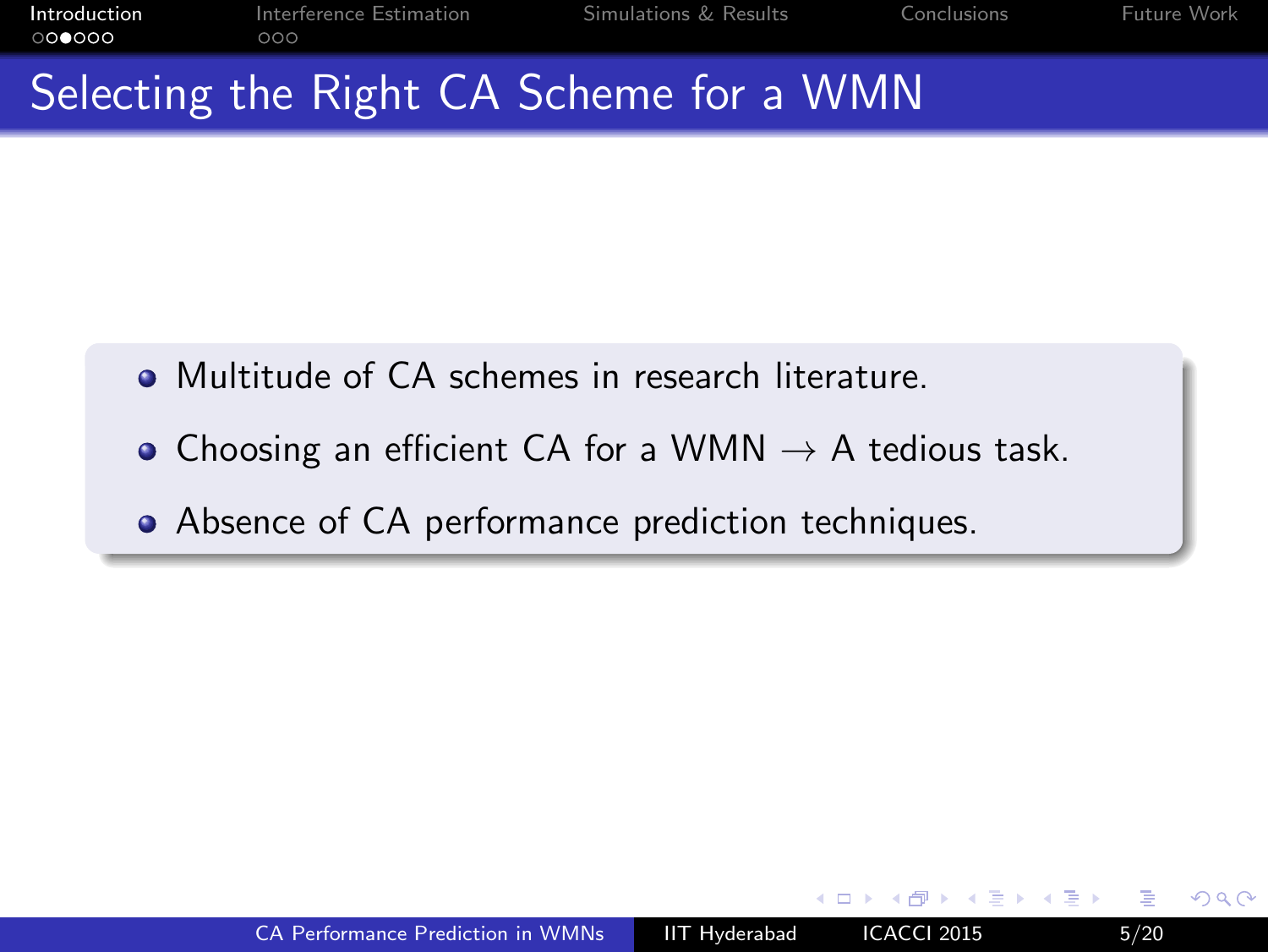## Selecting the Right CA Scheme for a WMN

- Multitude of CA schemes in research literature.
- Choosing an efficient CA for a WMN $\rightarrow$ A tedious task.
- Absence of CA performance prediction techniques.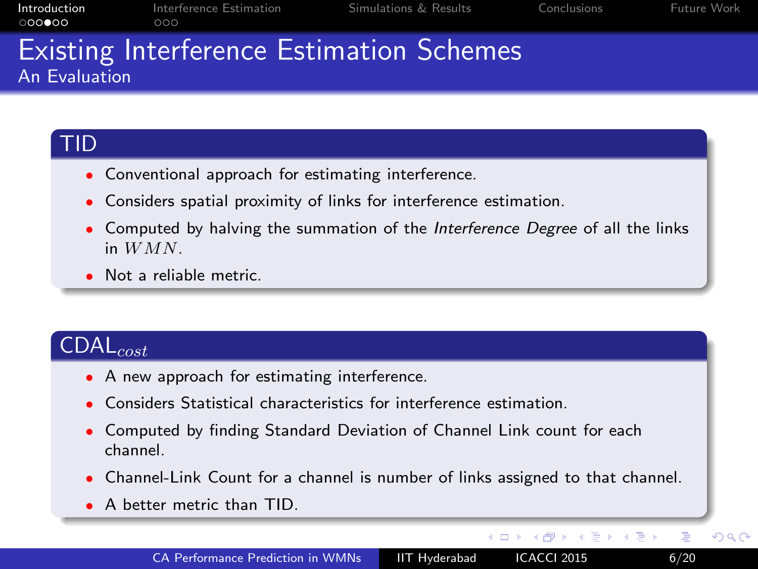# Existing Interference Estimation Schemes

## An Evaluation

### TID

- Conventional approach for estimating interference.
- Considers spatial proximity of links for interference estimation.
- Computed by halving the summation of the *Interference Degree* of all the links in $WMN$.
- Not a reliable metric.

### CDAL$_{cost}$

- A new approach for estimating interference.
- Considers Statistical characteristics for interference estimation.
- Computed by finding Standard Deviation of Channel Link count for each channel.
- Channel-Link Count for a channel is number of links assigned to that channel.
- A better metric than TID.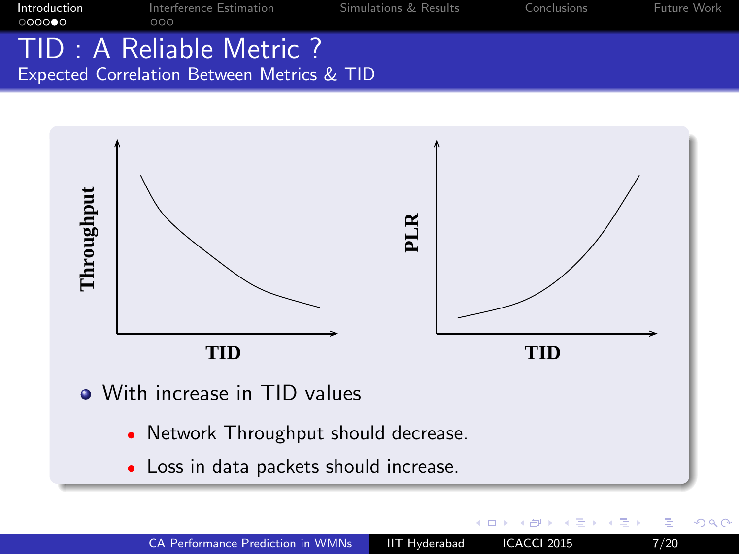# TID : A Reliable Metric ?

## Expected Correlation Between Metrics & TID

Throughput

TID

PLR

TID

- With increase in TID values
  - Network Throughput should decrease.
  - Loss in data packets should increase.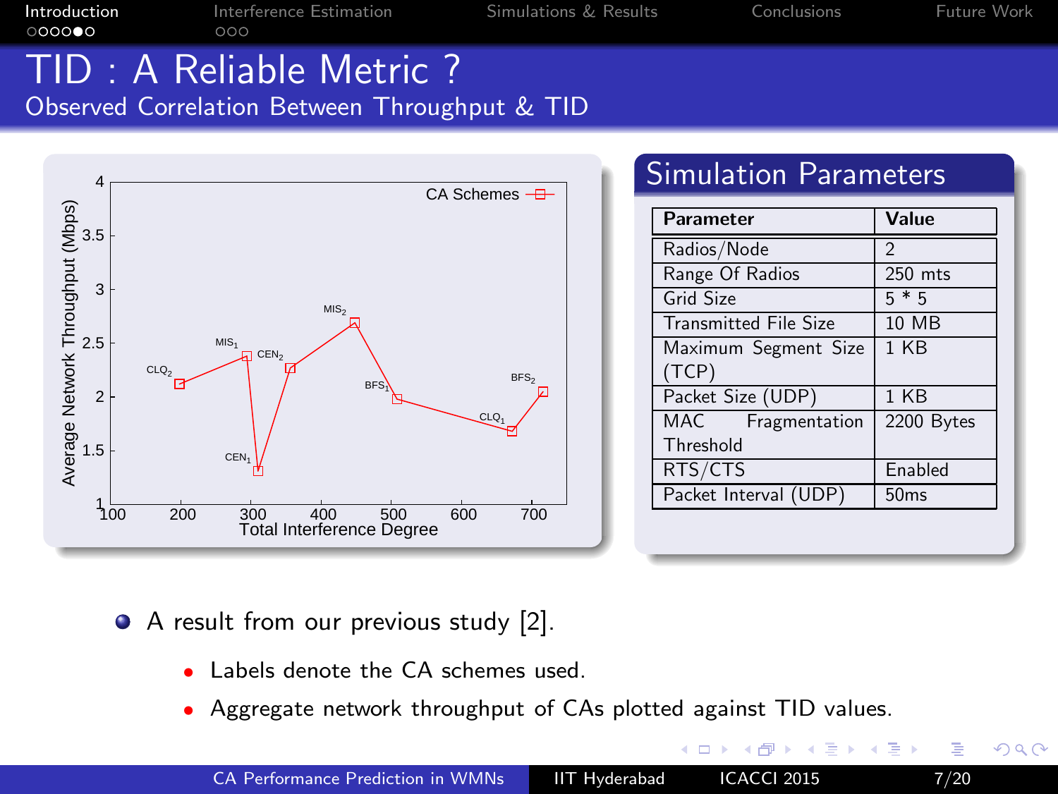# TID : A Reliable Metric ?

## Observed Correlation Between Throughput & TID

### Simulation Parameters

| Parameter | Value |
|---|---|
| Radios/Node | 2 |
| Range Of Radios | 250 mts |
| Grid Size | 5 * 5 |
| Transmitted File Size | 10 MB |
| Maximum Segment Size (TCP) | 1 KB |
| Packet Size (UDP) | 1 KB |
| MAC Fragmentation Threshold | 2200 Bytes |
| RTS/CTS | Enabled |
| Packet Interval (UDP) | 50ms |

- A result from our previous study [2].
  - Labels denote the CA schemes used.
  - Aggregate network throughput of CAs plotted against TID values.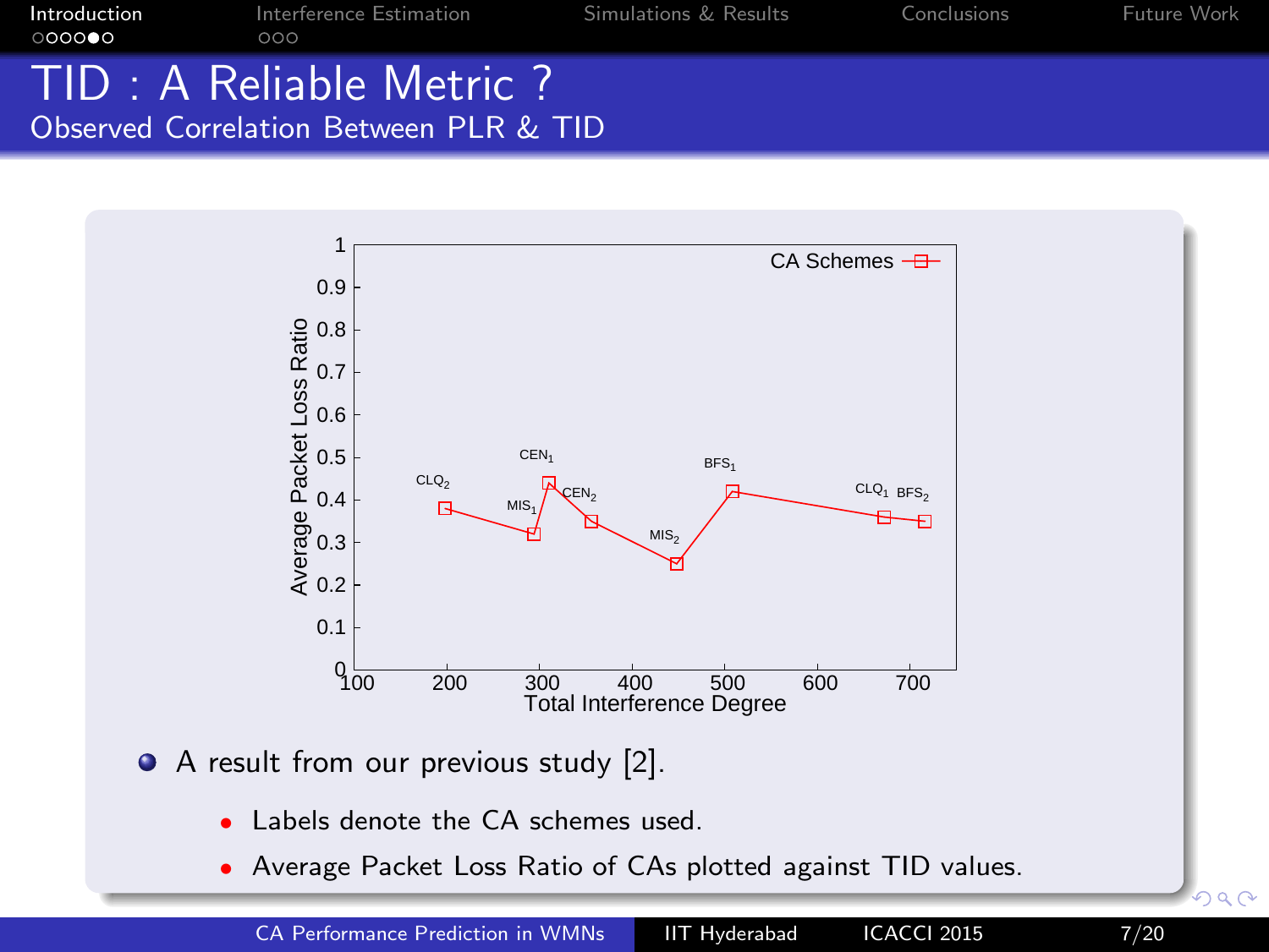# TID : A Reliable Metric ?

## Observed Correlation Between PLR & TID

- A result from our previous study [2].
  - Labels denote the CA schemes used.
  - Average Packet Loss Ratio of CAs plotted against TID values.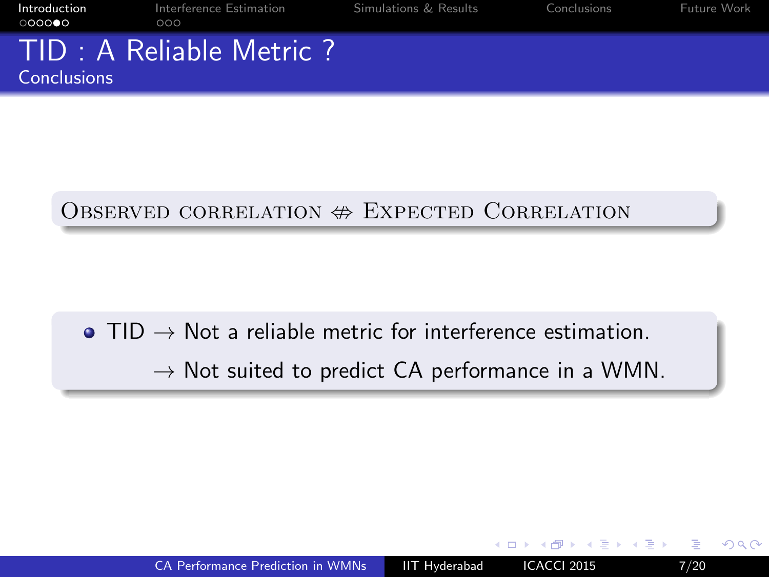# TID : A Reliable Metric ?

## Conclusions

OBSERVED CORRELATION $\not\Leftrightarrow$ EXPECTED CORRELATION

- TID $\rightarrow$ Not a reliable metric for interference estimation.

  $\rightarrow$ Not suited to predict CA performance in a WMN.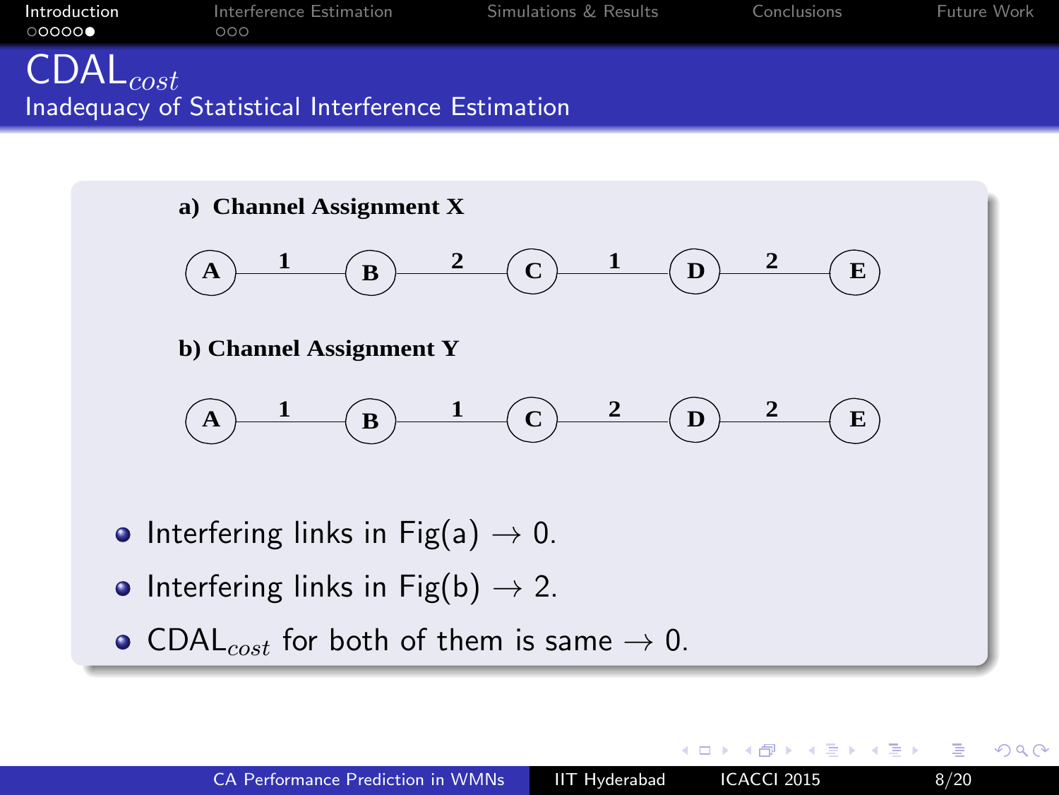# $\text{CDAL}_{cost}$

## Inadequacy of Statistical Interference Estimation

**a) Channel Assignment X**

A —1— B —2— C —1— D —2— E

**b) Channel Assignment Y**

A —1— B —1— C —2— D —2— E

- Interfering links in Fig(a) $\rightarrow$ 0.
- Interfering links in Fig(b) $\rightarrow$ 2.
- $\text{CDAL}_{cost}$ for both of them is same $\rightarrow$ 0.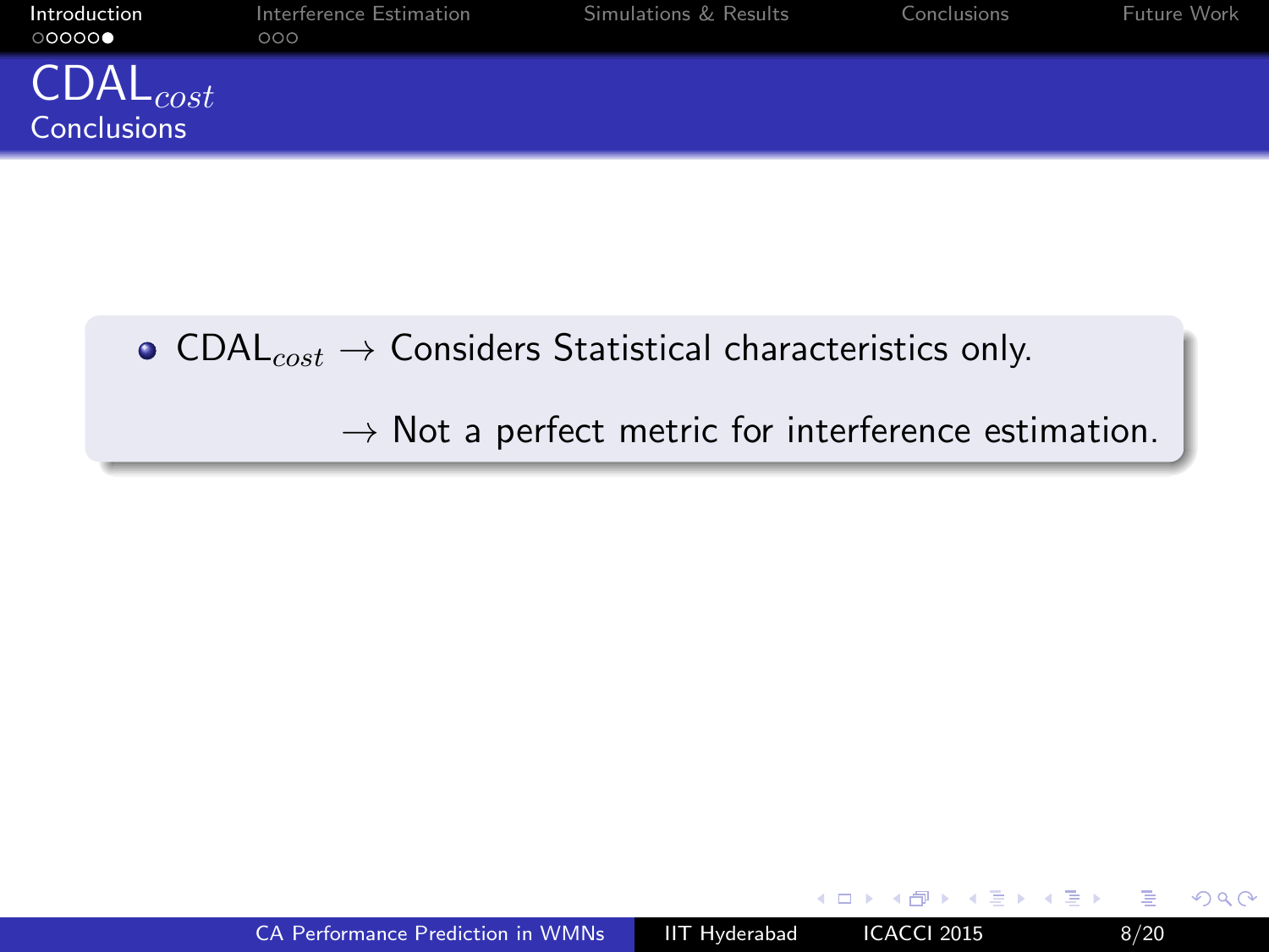# $\text{CDAL}_{cost}$

## Conclusions

- $\text{CDAL}_{cost}$ → Considers Statistical characteristics only.

  → Not a perfect metric for interference estimation.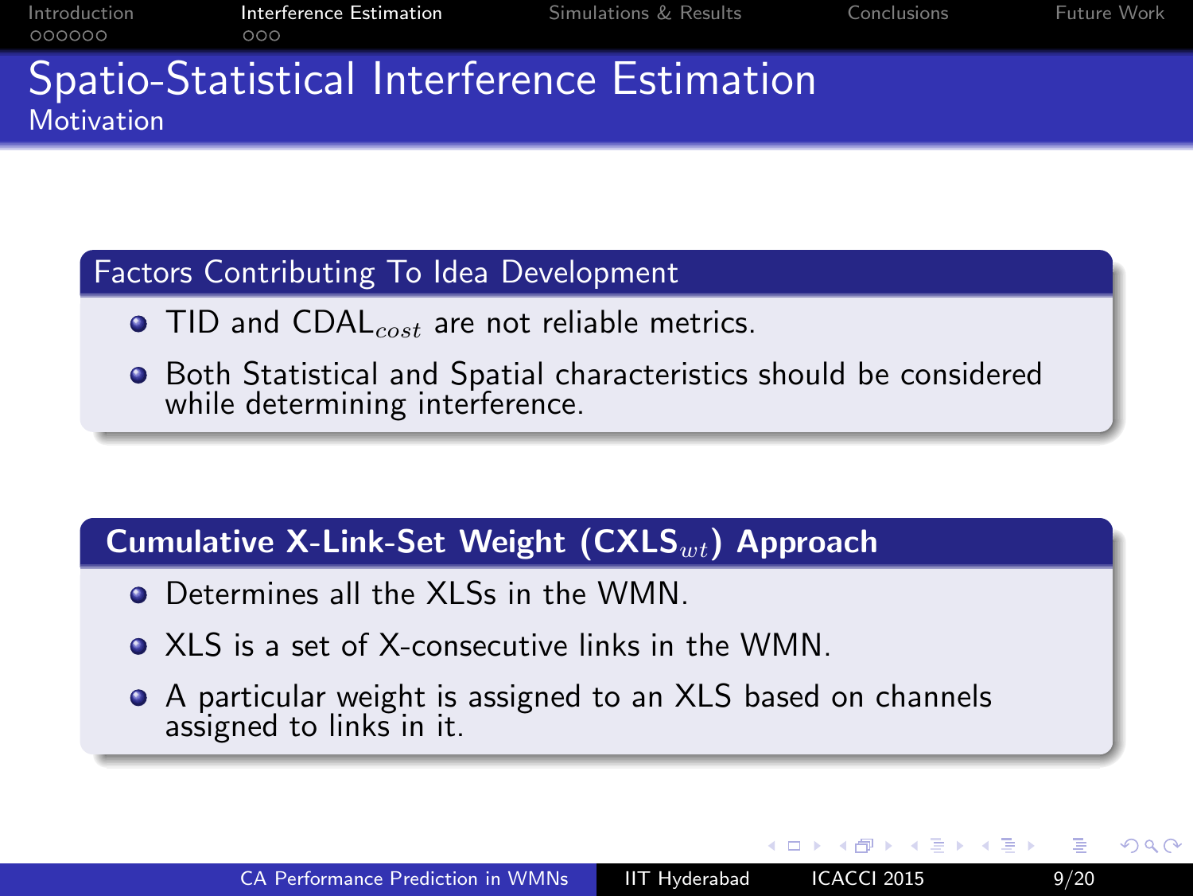# Spatio-Statistical Interference Estimation

## Motivation

### Factors Contributing To Idea Development

- TID and $\text{CDAL}_{cost}$ are not reliable metrics.
- Both Statistical and Spatial characteristics should be considered while determining interference.

### Cumulative X-Link-Set Weight ($\text{CXLS}_{wt}$) Approach

- Determines all the XLSs in the WMN.
- XLS is a set of X-consecutive links in the WMN.
- A particular weight is assigned to an XLS based on channels assigned to links in it.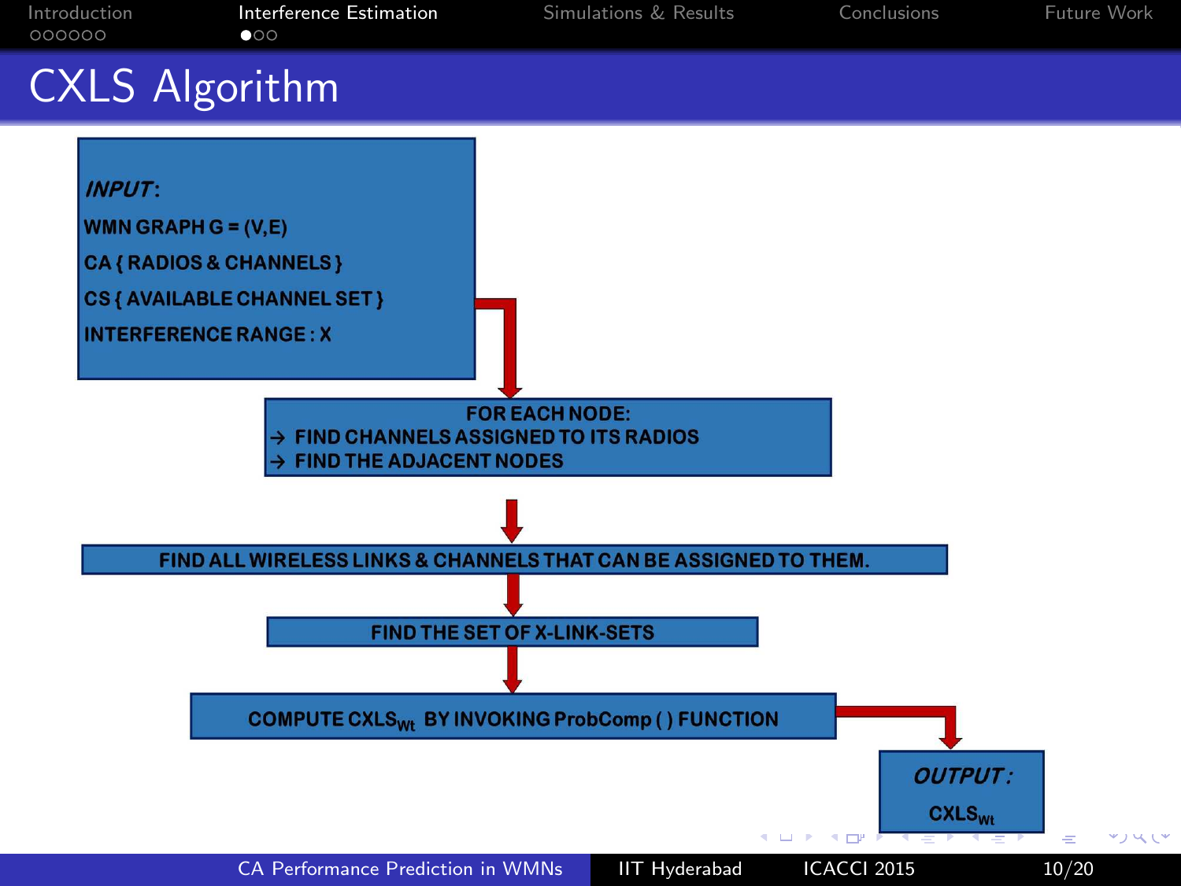# CXLS Algorithm

***INPUT*:**

**WMN GRAPH G = (V,E)**

**CA { RADIOS & CHANNELS }**

**CS { AVAILABLE CHANNEL SET }**

**INTERFERENCE RANGE : X**

↓

**FOR EACH NODE:**
- → **FIND CHANNELS ASSIGNED TO ITS RADIOS**
- → **FIND THE ADJACENT NODES**

↓

**FIND ALL WIRELESS LINKS & CHANNELS THAT CAN BE ASSIGNED TO THEM.**

↓

**FIND THE SET OF X-LINK-SETS**

↓

**COMPUTE $CXLS_{Wt}$ BY INVOKING ProbComp ( ) FUNCTION**

↓

***OUTPUT* :**

**$CXLS_{Wt}$**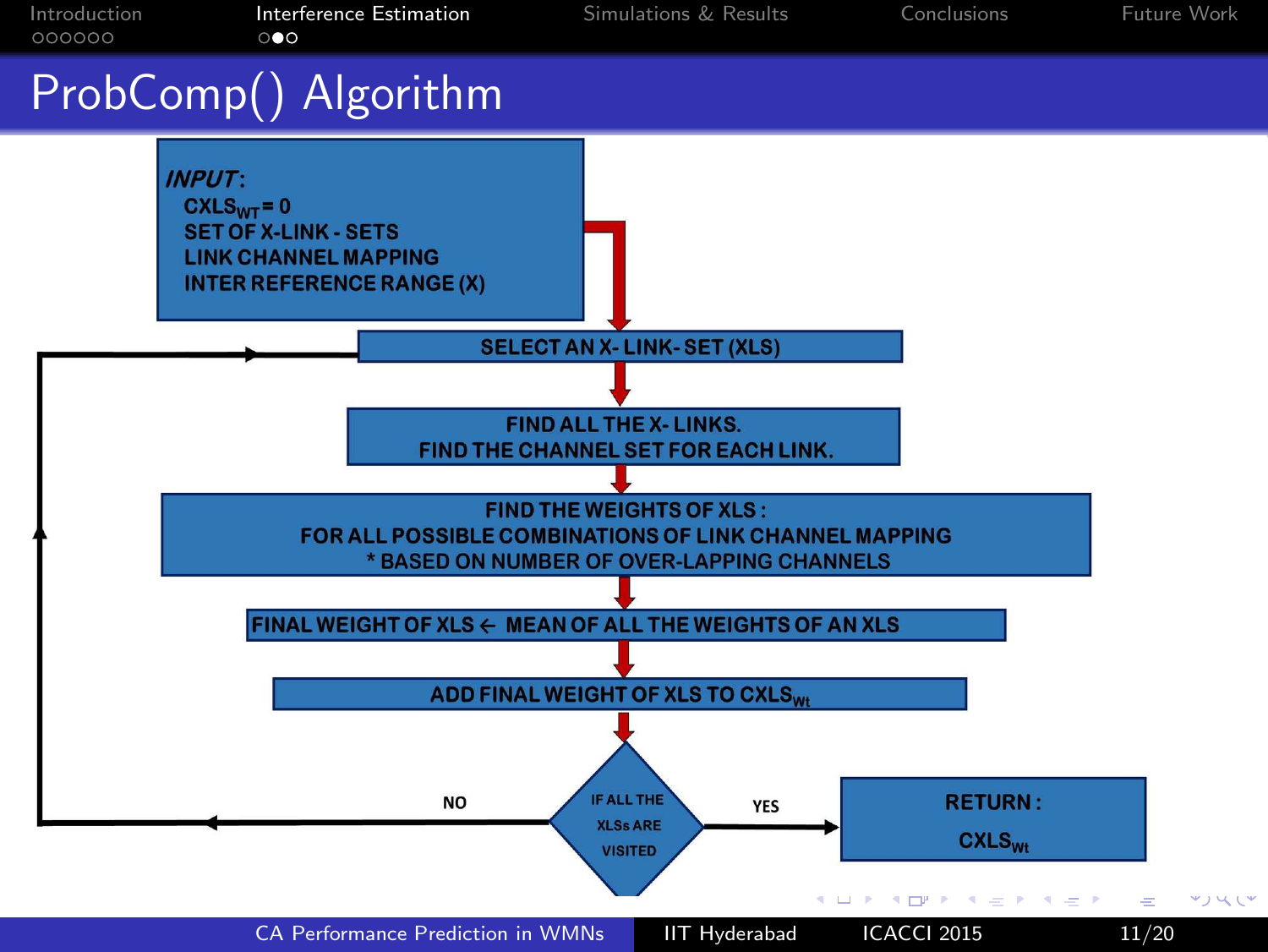# ProbComp() Algorithm

**INPUT**:
- $CXLS_{WT} = 0$
- SET OF X-LINK - SETS
- LINK CHANNEL MAPPING
- INTER REFERENCE RANGE (X)

1. SELECT AN X- LINK- SET (XLS)
2. FIND ALL THE X- LINKS. FIND THE CHANNEL SET FOR EACH LINK.
3. FIND THE WEIGHTS OF XLS: FOR ALL POSSIBLE COMBINATIONS OF LINK CHANNEL MAPPING
   * BASED ON NUMBER OF OVER-LAPPING CHANNELS
4. FINAL WEIGHT OF XLS ← MEAN OF ALL THE WEIGHTS OF AN XLS
5. ADD FINAL WEIGHT OF XLS TO $CXLS_{Wt}$
6. IF ALL THE XLSs ARE VISITED
   - NO → go back to SELECT AN X- LINK- SET (XLS)
   - YES → RETURN: $CXLS_{Wt}$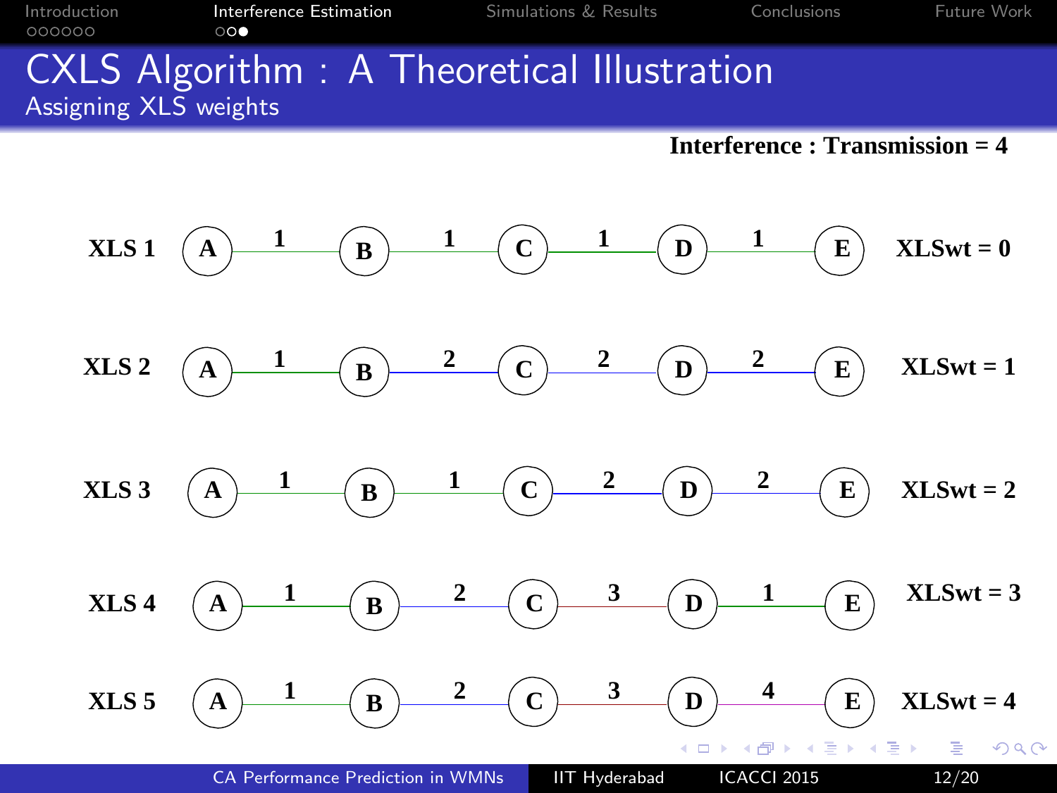# CXLS Algorithm : A Theoretical Illustration

## Assigning XLS weights

**Interference : Transmission = 4**

**XLS 1** A —1— B —1— C —1— D —1— E **XLSwt = 0**

**XLS 2** A —1— B —2— C —2— D —2— E **XLSwt = 1**

**XLS 3** A —1— B —1— C —2— D —2— E **XLSwt = 2**

**XLS 4** A —1— B —2— C —3— D —1— E **XLSwt = 3**

**XLS 5** A —1— B —2— C —3— D —4— E **XLSwt = 4**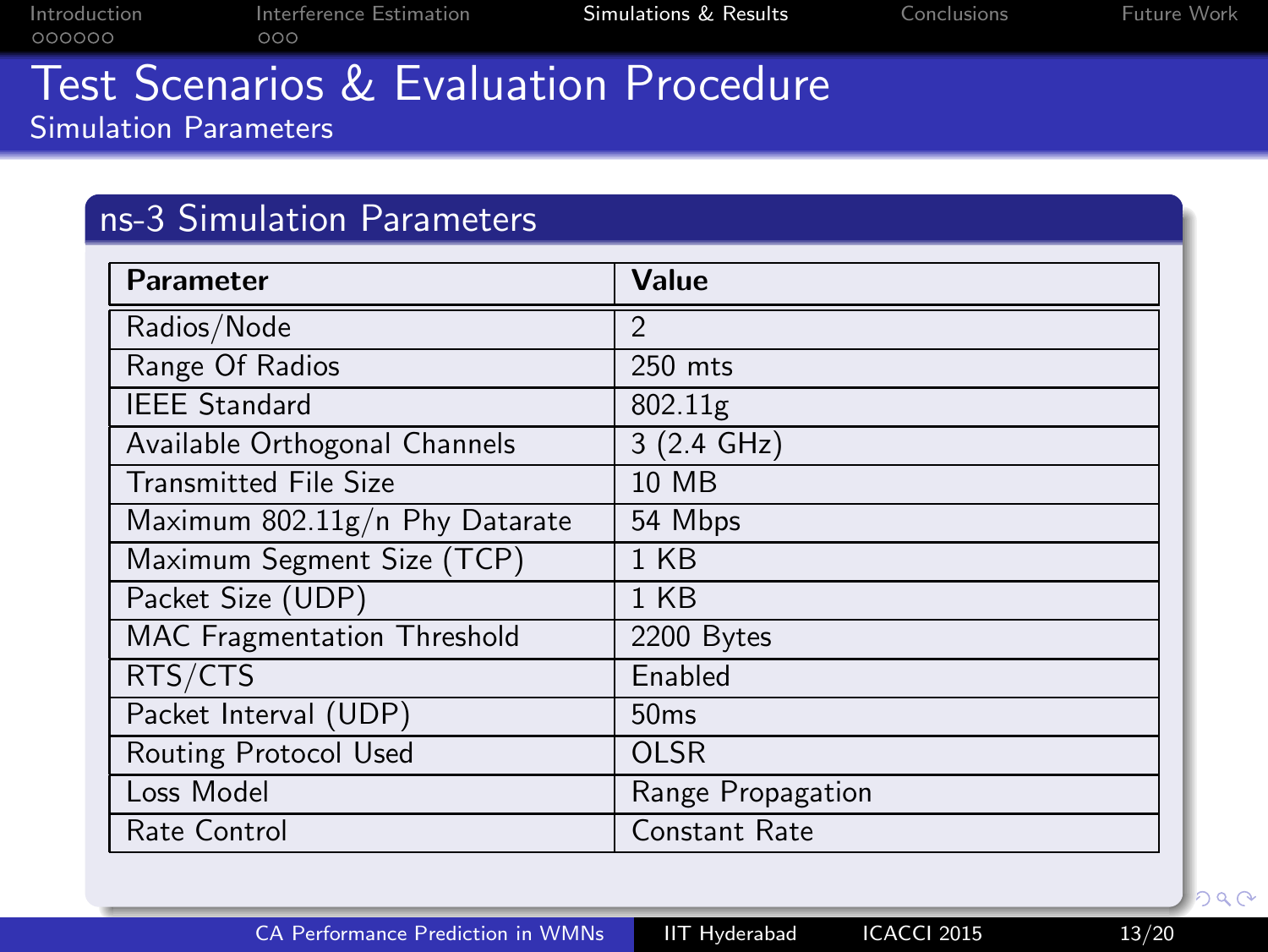# Test Scenarios & Evaluation Procedure

## Simulation Parameters

### ns-3 Simulation Parameters

| Parameter | Value |
|---|---|
| Radios/Node | 2 |
| Range Of Radios | 250 mts |
| IEEE Standard | 802.11g |
| Available Orthogonal Channels | 3 (2.4 GHz) |
| Transmitted File Size | 10 MB |
| Maximum 802.11g/n Phy Datarate | 54 Mbps |
| Maximum Segment Size (TCP) | 1 KB |
| Packet Size (UDP) | 1 KB |
| MAC Fragmentation Threshold | 2200 Bytes |
| RTS/CTS | Enabled |
| Packet Interval (UDP) | 50ms |
| Routing Protocol Used | OLSR |
| Loss Model | Range Propagation |
| Rate Control | Constant Rate |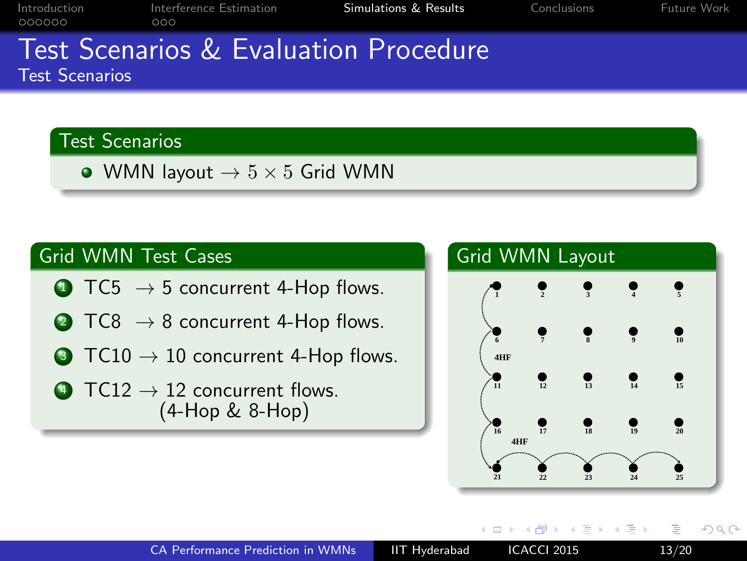# Test Scenarios & Evaluation Procedure

## Test Scenarios

### Test Scenarios

- WMN layout $\rightarrow 5 \times 5$ Grid WMN

### Grid WMN Test Cases

1. TC5 $\rightarrow$ 5 concurrent 4-Hop flows.
2. TC8 $\rightarrow$ 8 concurrent 4-Hop flows.
3. TC10 $\rightarrow$ 10 concurrent 4-Hop flows.
4. TC12 $\rightarrow$ 12 concurrent flows. (4-Hop & 8-Hop)

### Grid WMN Layout

1 2 3 4 5
6 7 8 9 10
4HF
11 12 13 14 15
16 17 18 19 20
4HF
21 22 23 24 25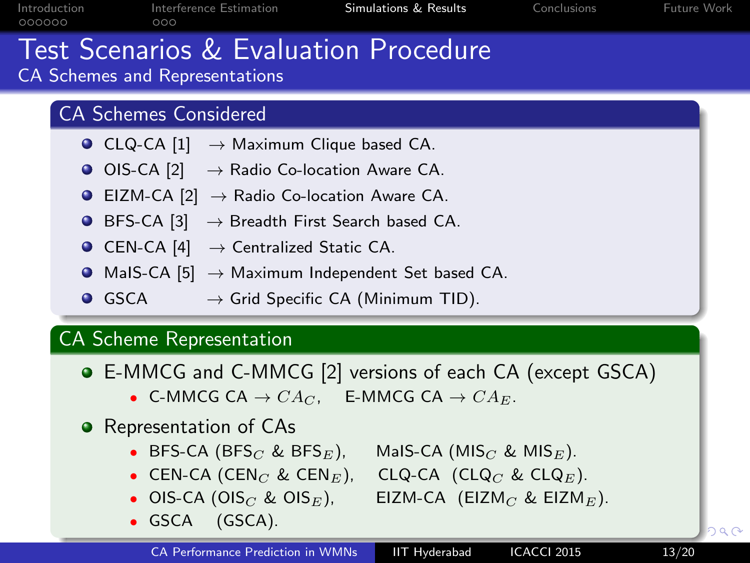# Test Scenarios & Evaluation Procedure

## CA Schemes and Representations

### CA Schemes Considered

- CLQ-CA [1] $\rightarrow$ Maximum Clique based CA.
- OIS-CA [2] $\rightarrow$ Radio Co-location Aware CA.
- EIZM-CA [2] $\rightarrow$ Radio Co-location Aware CA.
- BFS-CA [3] $\rightarrow$ Breadth First Search based CA.
- CEN-CA [4] $\rightarrow$ Centralized Static CA.
- MaIS-CA [5] $\rightarrow$ Maximum Independent Set based CA.
- GSCA $\rightarrow$ Grid Specific CA (Minimum TID).

### CA Scheme Representation

- E-MMCG and C-MMCG [2] versions of each CA (except GSCA)
  - C-MMCG CA $\rightarrow CA_C$, E-MMCG CA $\rightarrow CA_E$.
- Representation of CAs
  - BFS-CA (BFS$_C$ & BFS$_E$), MaIS-CA (MIS$_C$ & MIS$_E$).
  - CEN-CA (CEN$_C$ & CEN$_E$), CLQ-CA (CLQ$_C$ & CLQ$_E$).
  - OIS-CA (OIS$_C$ & OIS$_E$), EIZM-CA (EIZM$_C$ & EIZM$_E$).
  - GSCA (GSCA).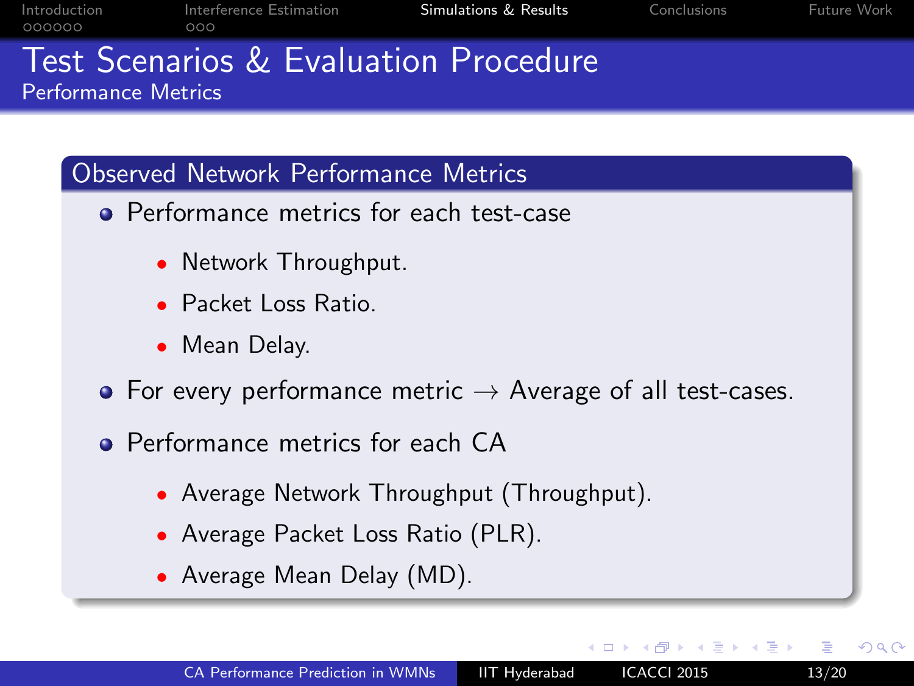# Test Scenarios & Evaluation Procedure

## Performance Metrics

### Observed Network Performance Metrics

- Performance metrics for each test-case
  - Network Throughput.
  - Packet Loss Ratio.
  - Mean Delay.
- For every performance metric → Average of all test-cases.
- Performance metrics for each CA
  - Average Network Throughput (Throughput).
  - Average Packet Loss Ratio (PLR).
  - Average Mean Delay (MD).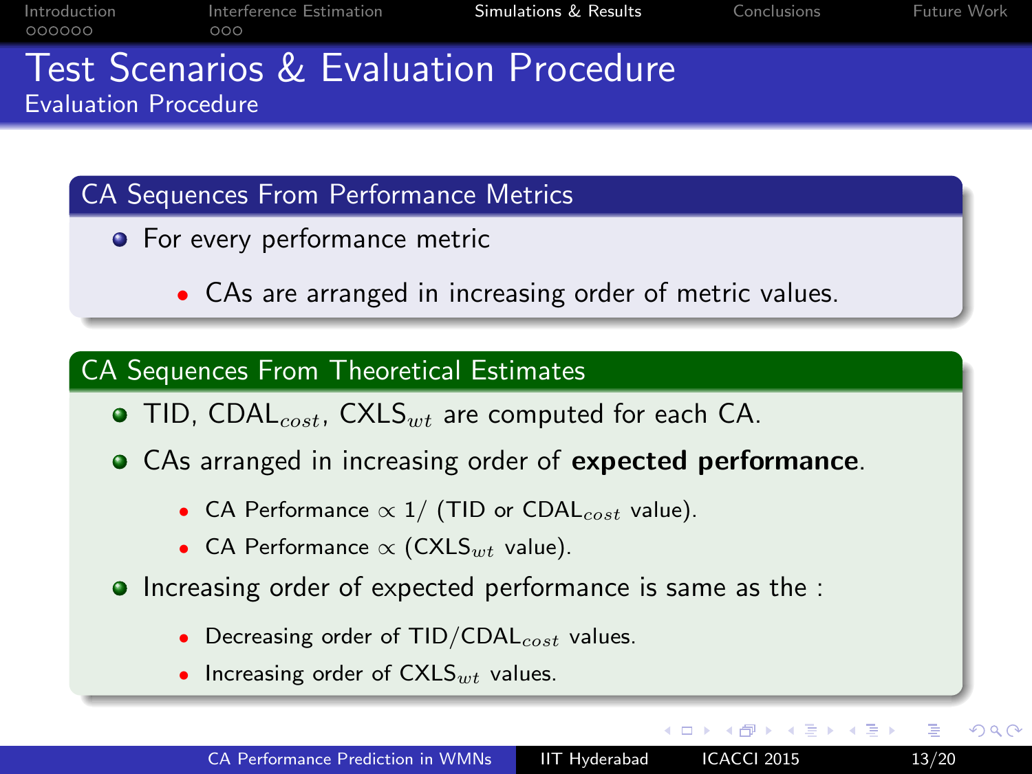# Test Scenarios & Evaluation Procedure

## Evaluation Procedure

### CA Sequences From Performance Metrics

- For every performance metric
  - CAs are arranged in increasing order of metric values.

### CA Sequences From Theoretical Estimates

- TID, $\text{CDAL}_{cost}$, $\text{CXLS}_{wt}$ are computed for each CA.
- CAs arranged in increasing order of **expected performance**.
  - CA Performance $\propto$ 1/ (TID or $\text{CDAL}_{cost}$ value).
  - CA Performance $\propto$ ($\text{CXLS}_{wt}$ value).
- Increasing order of expected performance is same as the :
  - Decreasing order of TID/$\text{CDAL}_{cost}$ values.
  - Increasing order of $\text{CXLS}_{wt}$ values.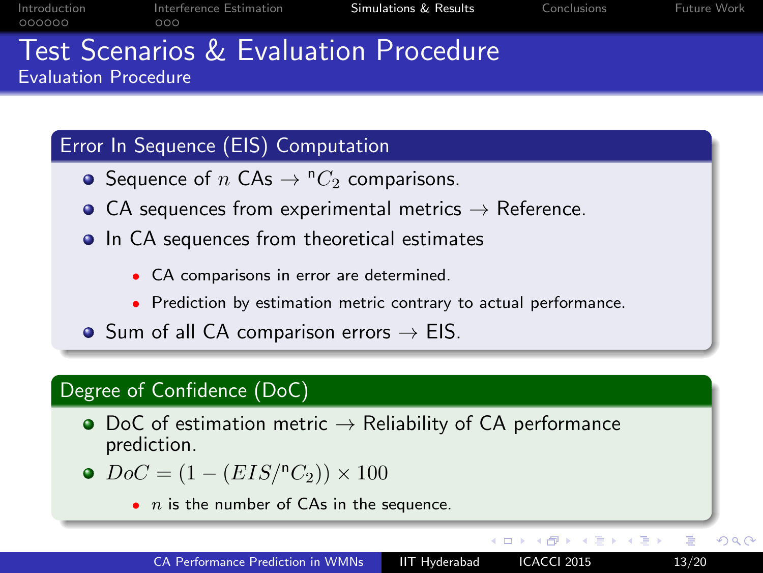# Test Scenarios & Evaluation Procedure

## Evaluation Procedure

### Error In Sequence (EIS) Computation

- Sequence of $n$ CAs $\rightarrow$ ${}^{n}C_2$ comparisons.
- CA sequences from experimental metrics $\rightarrow$ Reference.
- In CA sequences from theoretical estimates
  - CA comparisons in error are determined.
  - Prediction by estimation metric contrary to actual performance.
- Sum of all CA comparison errors $\rightarrow$ EIS.

### Degree of Confidence (DoC)

- DoC of estimation metric $\rightarrow$ Reliability of CA performance prediction.
- $DoC = (1 - (EIS/{}^{n}C_2)) \times 100$
  - $n$ is the number of CAs in the sequence.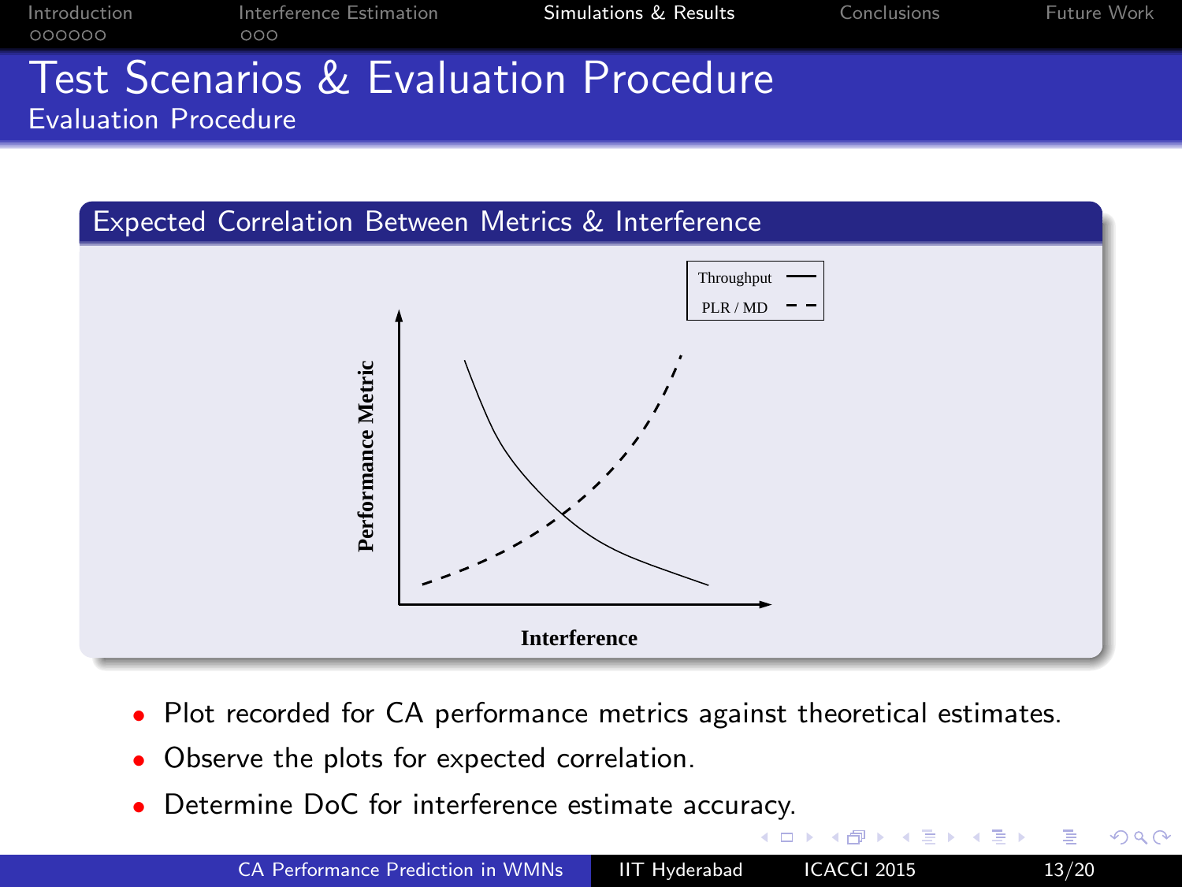# Test Scenarios & Evaluation Procedure

## Evaluation Procedure

### Expected Correlation Between Metrics & Interference

Throughput —
PLR / MD - -

Performance Metric

Interference

- Plot recorded for CA performance metrics against theoretical estimates.
- Observe the plots for expected correlation.
- Determine DoC for interference estimate accuracy.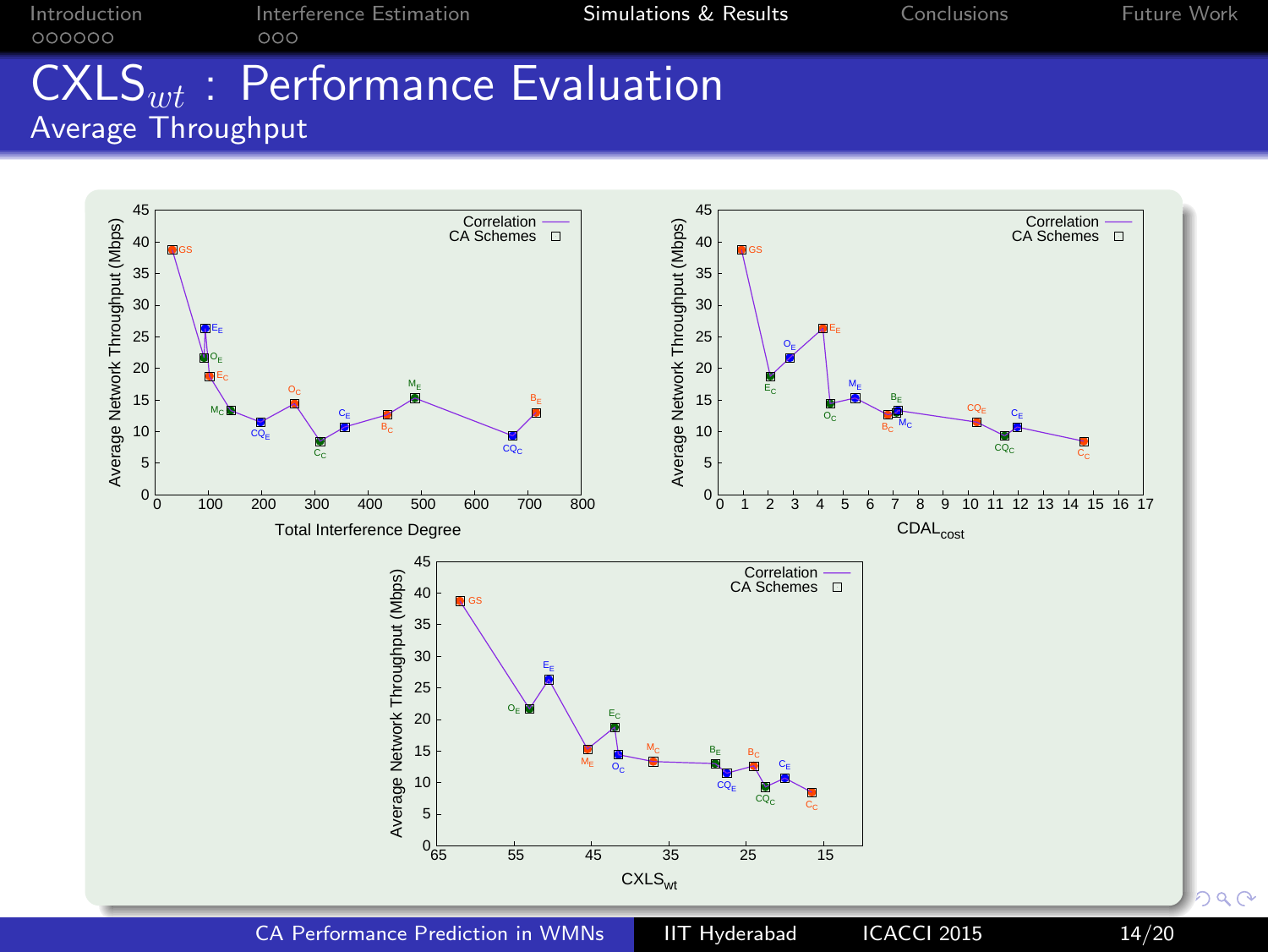# $CXLS_{wt}$ : Performance Evaluation

## Average Throughput

Correlation — CA Schemes

Average Network Throughput (Mbps) vs. Total Interference Degree

Average Network Throughput (Mbps) vs. $CDAL_{cost}$

Average Network Throughput (Mbps) vs. $CXLS_{wt}$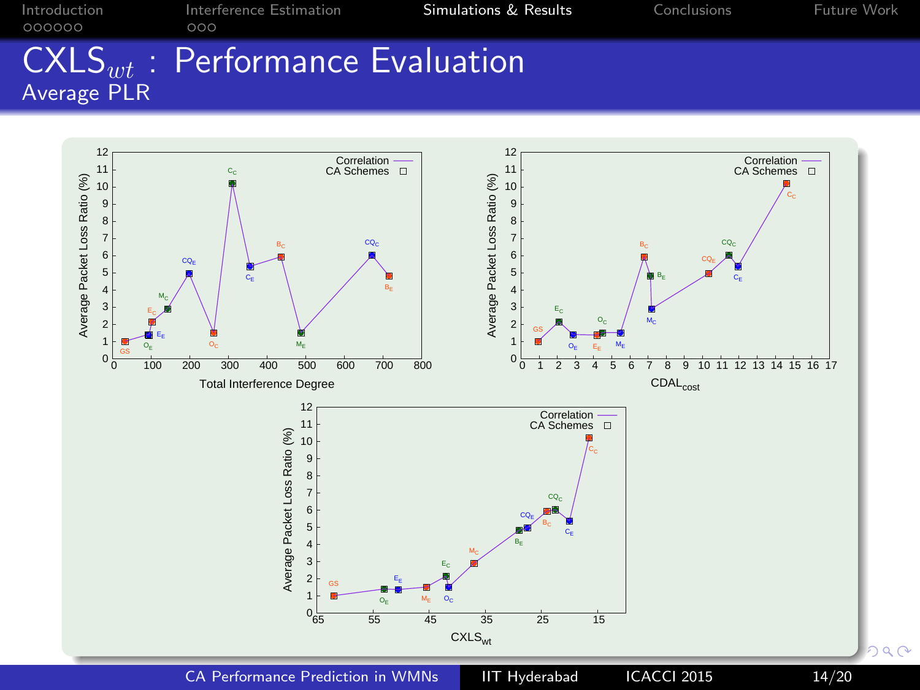# $CXLS_{wt}$ : Performance Evaluation

## Average PLR

Correlation — CA Schemes □

Average Packet Loss Ratio (%)

Total Interference Degree

$CDAL_{cost}$

$CXLS_{wt}$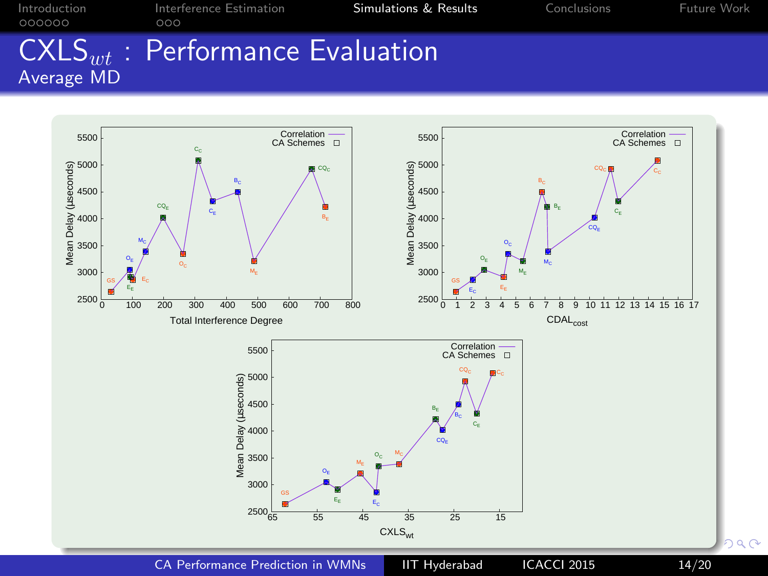# $CXLS_{wt}$ : Performance Evaluation

## Average MD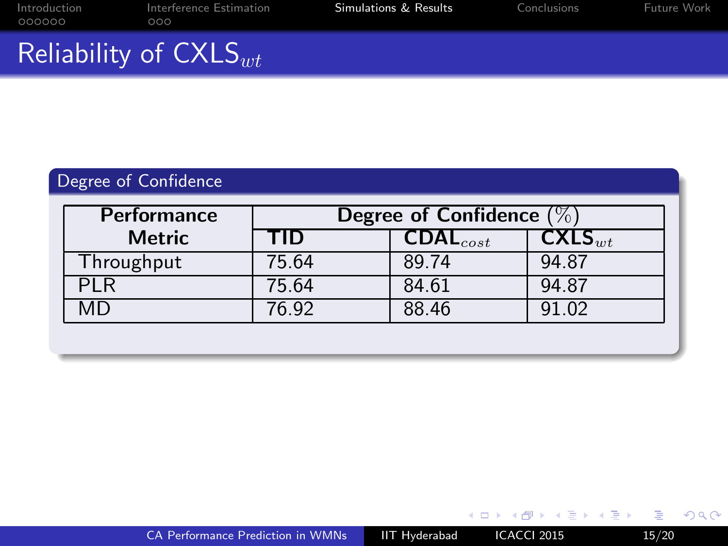# Reliability of $\text{CXLS}_{wt}$

## Degree of Confidence

| Performance Metric | Degree of Confidence (%) | | |
|---|---|---|---|
| | **TID** | **$\text{CDAL}_{cost}$** | **$\text{CXLS}_{wt}$** |
| Throughput | 75.64 | 89.74 | 94.87 |
| PLR | 75.64 | 84.61 | 94.87 |
| MD | 76.92 | 88.46 | 91.02 |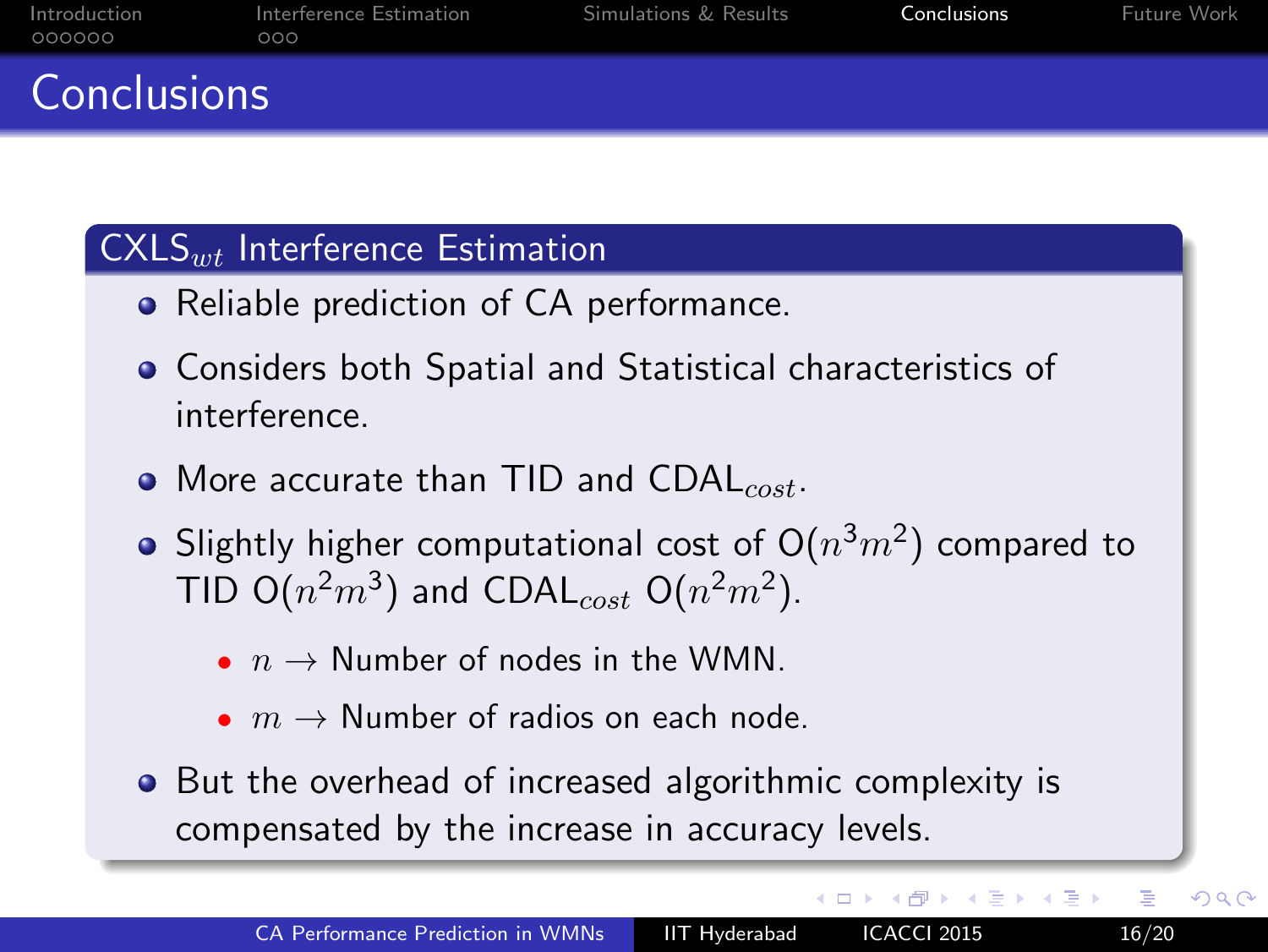# Conclusions

## CXLS$_{wt}$ Interference Estimation

- Reliable prediction of CA performance.
- Considers both Spatial and Statistical characteristics of interference.
- More accurate than TID and CDAL$_{cost}$.
- Slightly higher computational cost of O($n^3m^2$) compared to TID O($n^2m^3$) and CDAL$_{cost}$ O($n^2m^2$).
  - $n \rightarrow$ Number of nodes in the WMN.
  - $m \rightarrow$ Number of radios on each node.
- But the overhead of increased algorithmic complexity is compensated by the increase in accuracy levels.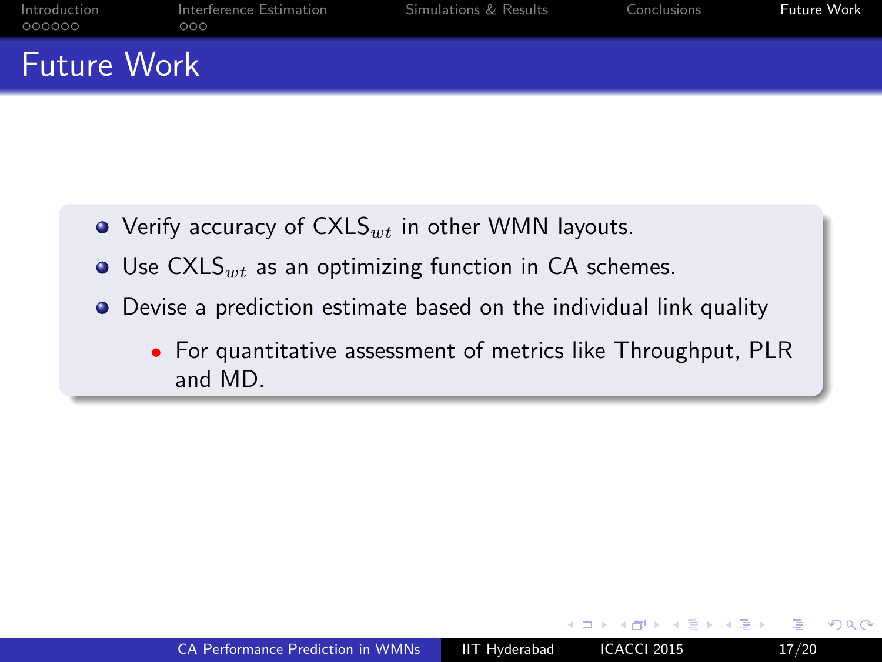# Future Work

- Verify accuracy of $\text{CXLS}_{wt}$ in other WMN layouts.
- Use $\text{CXLS}_{wt}$ as an optimizing function in CA schemes.
- Devise a prediction estimate based on the individual link quality
  - For quantitative assessment of metrics like Throughput, PLR and MD.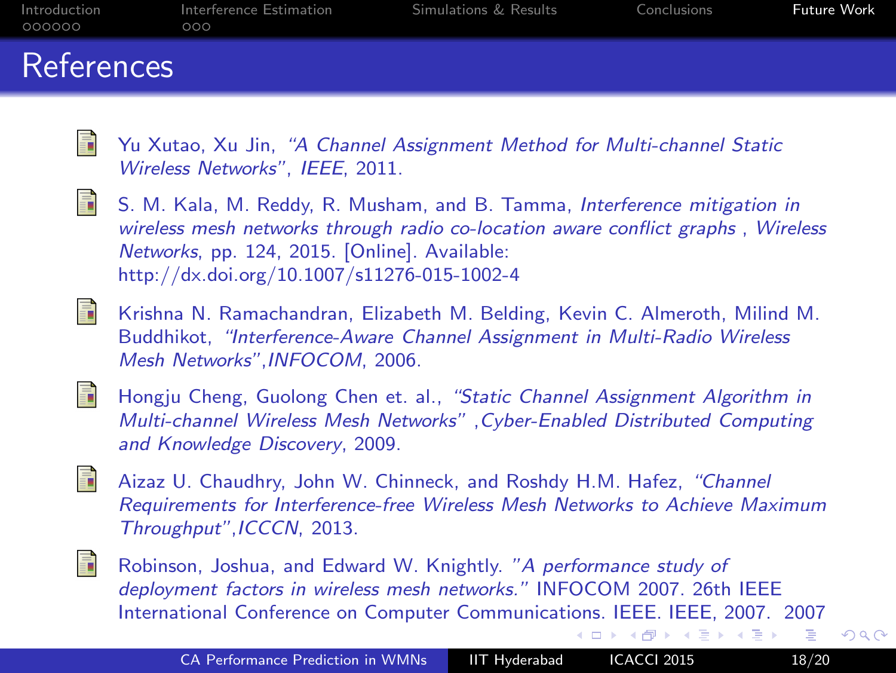# References

- Yu Xutao, Xu Jin, *"A Channel Assignment Method for Multi-channel Static Wireless Networks"*, *IEEE*, 2011.

- S. M. Kala, M. Reddy, R. Musham, and B. Tamma, *Interference mitigation in wireless mesh networks through radio co-location aware conflict graphs* , *Wireless Networks*, pp. 124, 2015. [Online]. Available: http://dx.doi.org/10.1007/s11276-015-1002-4

- Krishna N. Ramachandran, Elizabeth M. Belding, Kevin C. Almeroth, Milind M. Buddhikot, *"Interference-Aware Channel Assignment in Multi-Radio Wireless Mesh Networks"*,*INFOCOM*, 2006.

- Hongju Cheng, Guolong Chen et. al., *"Static Channel Assignment Algorithm in Multi-channel Wireless Mesh Networks"* ,*Cyber-Enabled Distributed Computing and Knowledge Discovery*, 2009.

- Aizaz U. Chaudhry, John W. Chinneck, and Roshdy H.M. Hafez, *"Channel Requirements for Interference-free Wireless Mesh Networks to Achieve Maximum Throughput"*,*ICCCN*, 2013.

- Robinson, Joshua, and Edward W. Knightly. *"A performance study of deployment factors in wireless mesh networks."* INFOCOM 2007. 26th IEEE International Conference on Computer Communications. IEEE. IEEE, 2007. 2007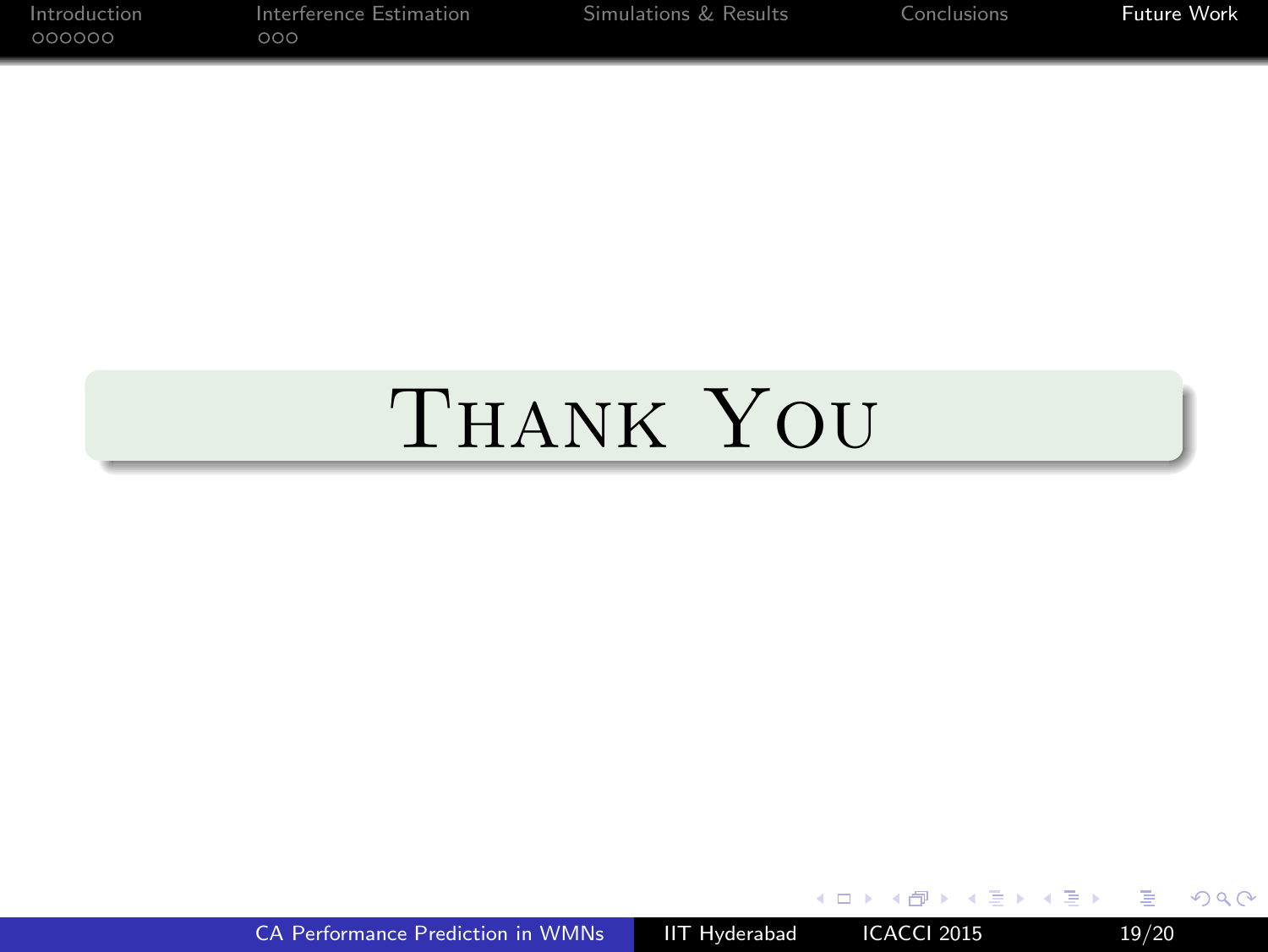# Thank You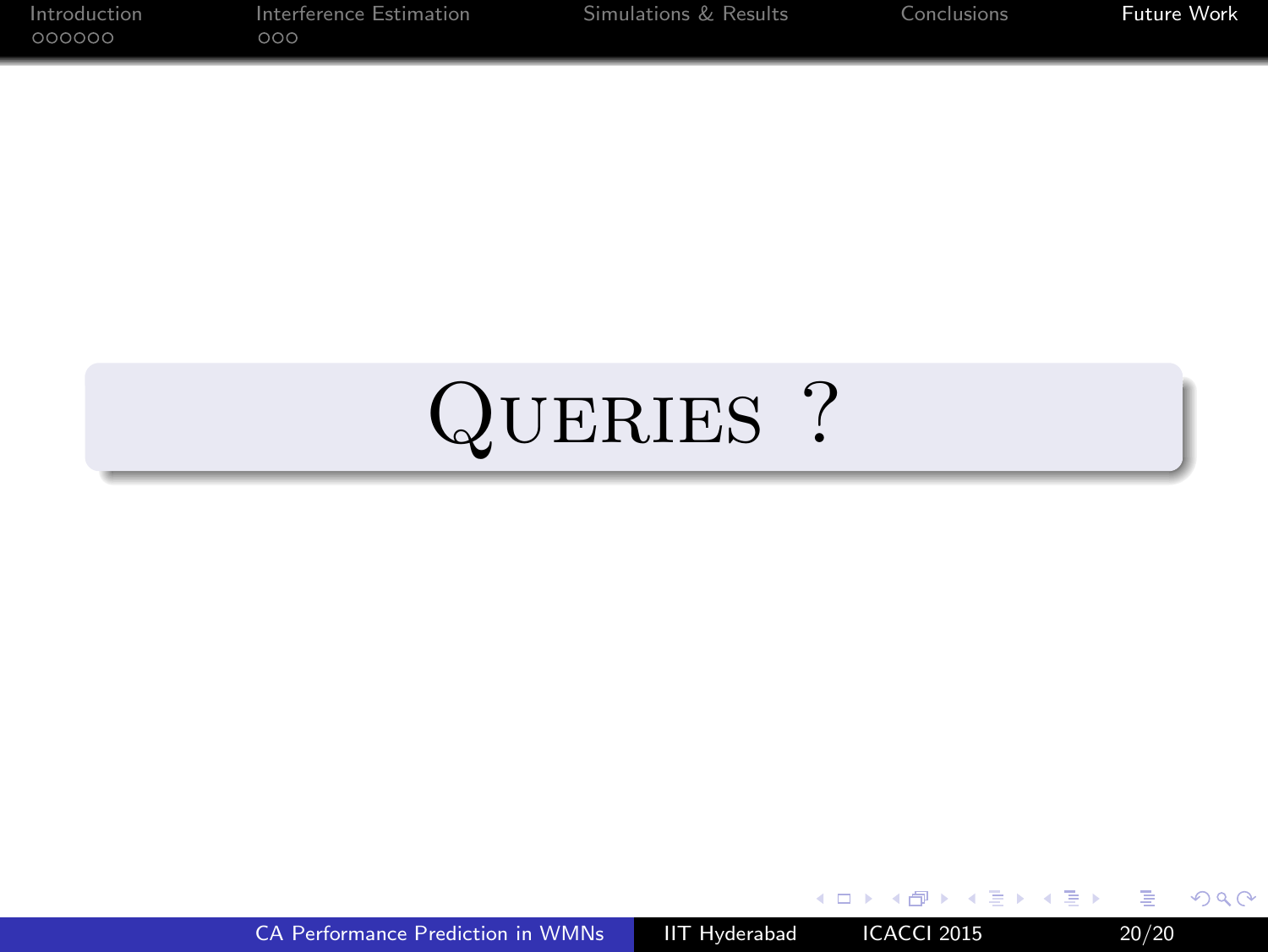# Queries ?